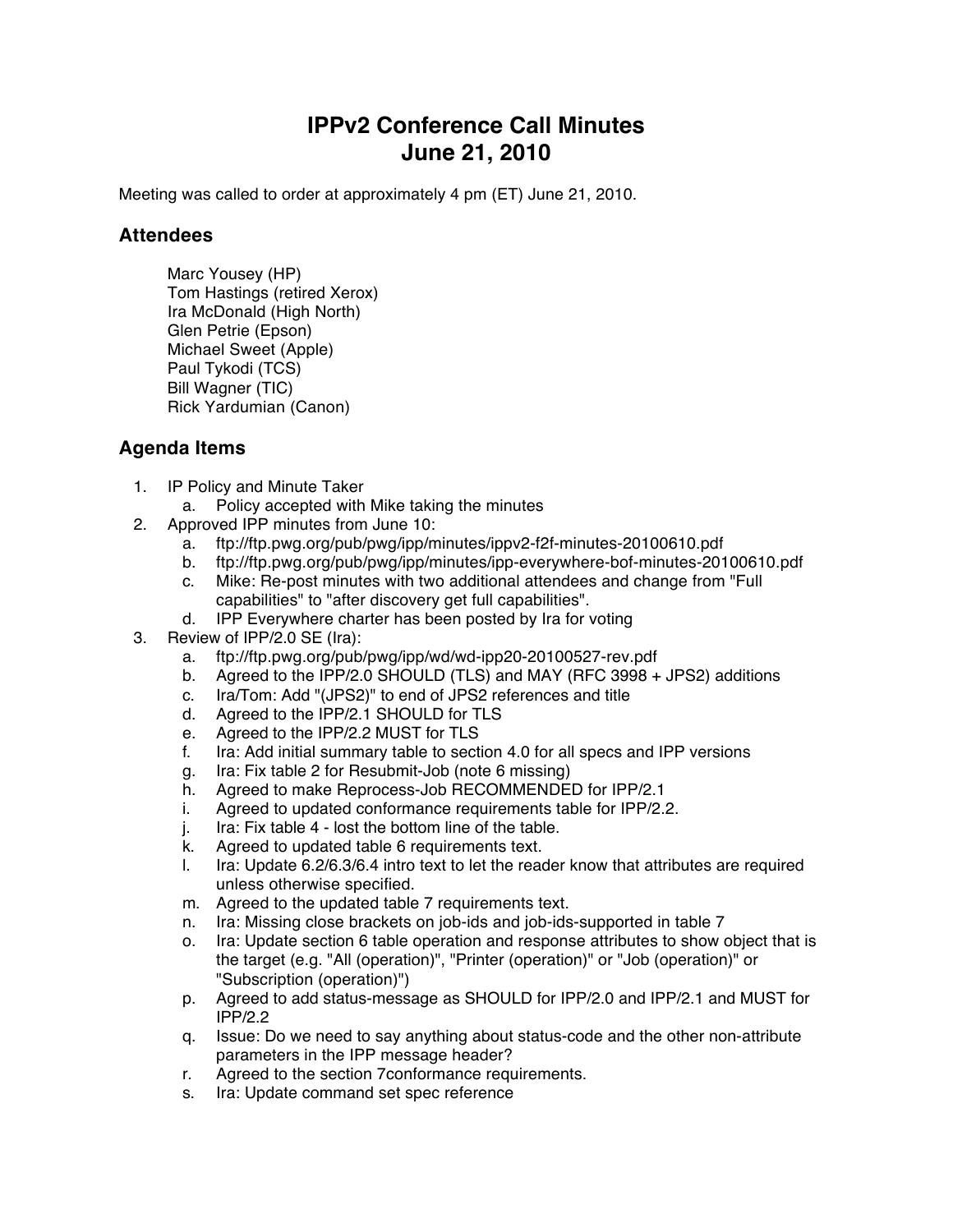# IPPv2 Conference Call Minutes
# June 21, 2010

Meeting was called to order at approximately 4 pm (ET) June 21, 2010.

## Attendees

Marc Yousey (HP)
Tom Hastings (retired Xerox)
Ira McDonald (High North)
Glen Petrie (Epson)
Michael Sweet (Apple)
Paul Tykodi (TCS)
Bill Wagner (TIC)
Rick Yardumian (Canon)

## Agenda Items

1. IP Policy and Minute Taker
   a. Policy accepted with Mike taking the minutes
2. Approved IPP minutes from June 10:
   a. ftp://ftp.pwg.org/pub/pwg/ipp/minutes/ippv2-f2f-minutes-20100610.pdf
   b. ftp://ftp.pwg.org/pub/pwg/ipp/minutes/ipp-everywhere-bof-minutes-20100610.pdf
   c. Mike: Re-post minutes with two additional attendees and change from "Full capabilities" to "after discovery get full capabilities".
   d. IPP Everywhere charter has been posted by Ira for voting
3. Review of IPP/2.0 SE (Ira):
   a. ftp://ftp.pwg.org/pub/pwg/ipp/wd/wd-ipp20-20100527-rev.pdf
   b. Agreed to the IPP/2.0 SHOULD (TLS) and MAY (RFC 3998 + JPS2) additions
   c. Ira/Tom: Add "(JPS2)" to end of JPS2 references and title
   d. Agreed to the IPP/2.1 SHOULD for TLS
   e. Agreed to the IPP/2.2 MUST for TLS
   f. Ira: Add initial summary table to section 4.0 for all specs and IPP versions
   g. Ira: Fix table 2 for Resubmit-Job (note 6 missing)
   h. Agreed to make Reprocess-Job RECOMMENDED for IPP/2.1
   i. Agreed to updated conformance requirements table for IPP/2.2.
   j. Ira: Fix table 4 - lost the bottom line of the table.
   k. Agreed to updated table 6 requirements text.
   l. Ira: Update 6.2/6.3/6.4 intro text to let the reader know that attributes are required unless otherwise specified.
   m. Agreed to the updated table 7 requirements text.
   n. Ira: Missing close brackets on job-ids and job-ids-supported in table 7
   o. Ira: Update section 6 table operation and response attributes to show object that is the target (e.g. "All (operation)", "Printer (operation)" or "Job (operation)" or "Subscription (operation)")
   p. Agreed to add status-message as SHOULD for IPP/2.0 and IPP/2.1 and MUST for IPP/2.2
   q. Issue: Do we need to say anything about status-code and the other non-attribute parameters in the IPP message header?
   r. Agreed to the section 7conformance requirements.
   s. Ira: Update command set spec reference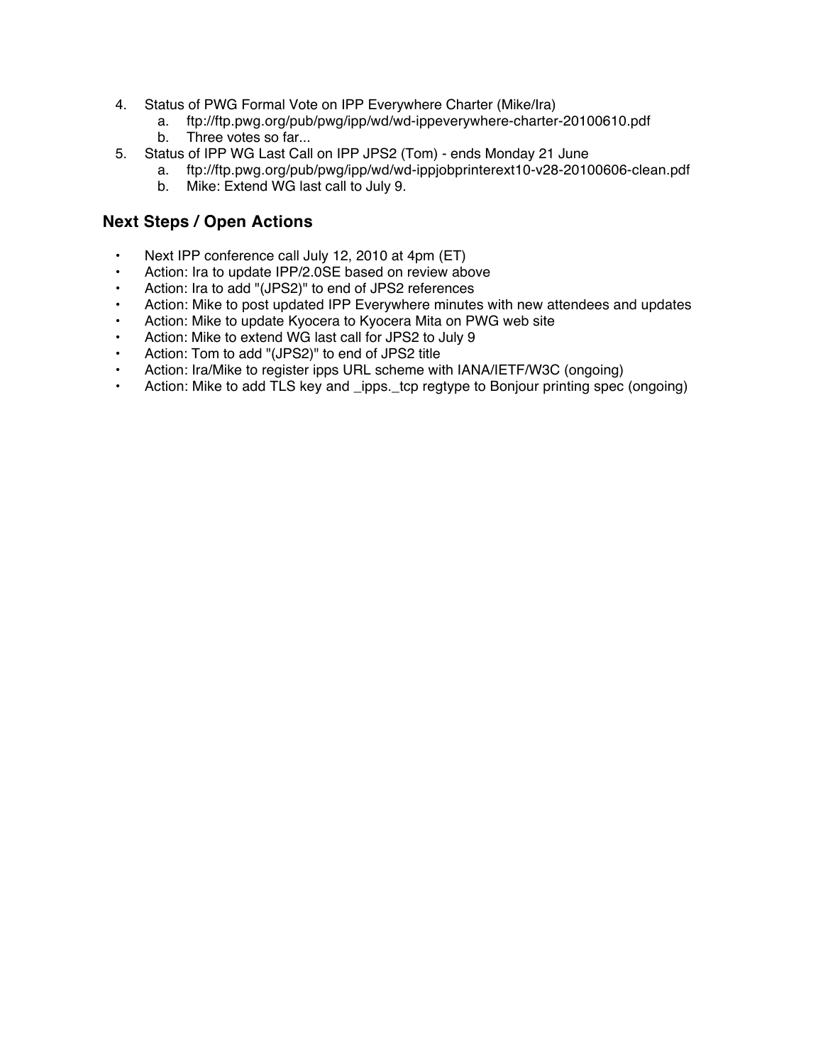4. Status of PWG Formal Vote on IPP Everywhere Charter (Mike/Ira)
    a. ftp://ftp.pwg.org/pub/pwg/ipp/wd/wd-ippeverywhere-charter-20100610.pdf
    b. Three votes so far...
5. Status of IPP WG Last Call on IPP JPS2 (Tom) - ends Monday 21 June
    a. ftp://ftp.pwg.org/pub/pwg/ipp/wd/wd-ippjobprinterext10-v28-20100606-clean.pdf
    b. Mike: Extend WG last call to July 9.

## Next Steps / Open Actions

- Next IPP conference call July 12, 2010 at 4pm (ET)
- Action: Ira to update IPP/2.0SE based on review above
- Action: Ira to add "(JPS2)" to end of JPS2 references
- Action: Mike to post updated IPP Everywhere minutes with new attendees and updates
- Action: Mike to update Kyocera to Kyocera Mita on PWG web site
- Action: Mike to extend WG last call for JPS2 to July 9
- Action: Tom to add "(JPS2)" to end of JPS2 title
- Action: Ira/Mike to register ipps URL scheme with IANA/IETF/W3C (ongoing)
- Action: Mike to add TLS key and _ipps._tcp regtype to Bonjour printing spec (ongoing)